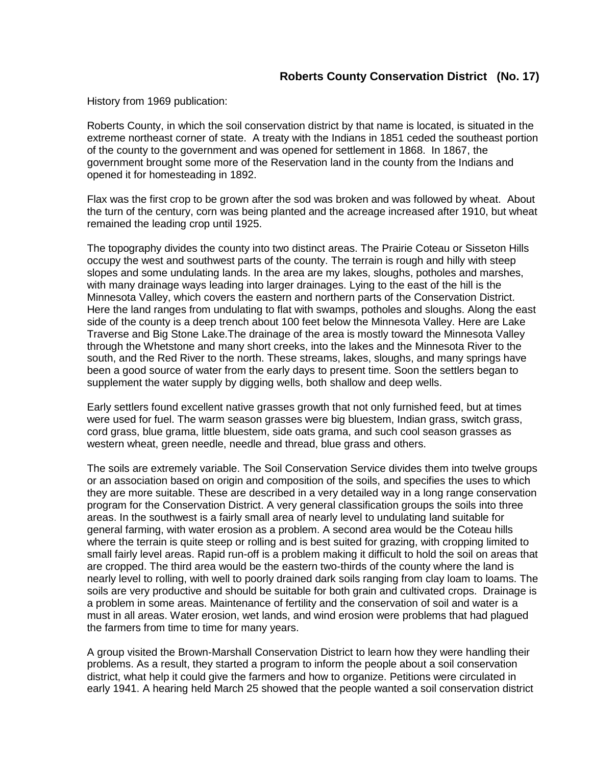## Roberts County Conservation District (No. 17)

History from 1969 publication:

Roberts County, in which the soil conservation district by that name is located, is situated in the extreme northeast corner of state. A treaty with the Indians in 1851 ceded the southeast portion of the county to the government and was opened for settlement in 1868. In 1867, the government brought some more of the Reservation land in the county from the Indians and opened it for homesteading in 1892.

Flax was the first crop to be grown after the sod was broken and was followed by wheat. About the turn of the century, corn was being planted and the acreage increased after 1910, but wheat remained the leading crop until 1925.

The topography divides the county into two distinct areas. The Prairie Coteau or Sisseton Hills occupy the west and southwest parts of the county. The terrain is rough and hilly with steep slopes and some undulating lands. In the area are my lakes, sloughs, potholes and marshes, with many drainage ways leading into larger drainages. Lying to the east of the hill is the Minnesota Valley, which covers the eastern and northern parts of the Conservation District. Here the land ranges from undulating to flat with swamps, potholes and sloughs. Along the east side of the county is a deep trench about 100 feet below the Minnesota Valley. Here are Lake Traverse and Big Stone Lake.The drainage of the area is mostly toward the Minnesota Valley through the Whetstone and many short creeks, into the lakes and the Minnesota River to the south, and the Red River to the north. These streams, lakes, sloughs, and many springs have been a good source of water from the early days to present time. Soon the settlers began to supplement the water supply by digging wells, both shallow and deep wells.

Early settlers found excellent native grasses growth that not only furnished feed, but at times were used for fuel. The warm season grasses were big bluestem, Indian grass, switch grass, cord grass, blue grama, little bluestem, side oats grama, and such cool season grasses as western wheat, green needle, needle and thread, blue grass and others.

The soils are extremely variable. The Soil Conservation Service divides them into twelve groups or an association based on origin and composition of the soils, and specifies the uses to which they are more suitable. These are described in a very detailed way in a long range conservation program for the Conservation District. A very general classification groups the soils into three areas. In the southwest is a fairly small area of nearly level to undulating land suitable for general farming, with water erosion as a problem. A second area would be the Coteau hills where the terrain is quite steep or rolling and is best suited for grazing, with cropping limited to small fairly level areas. Rapid run-off is a problem making it difficult to hold the soil on areas that are cropped. The third area would be the eastern two-thirds of the county where the land is nearly level to rolling, with well to poorly drained dark soils ranging from clay loam to loams. The soils are very productive and should be suitable for both grain and cultivated crops. Drainage is a problem in some areas. Maintenance of fertility and the conservation of soil and water is a must in all areas. Water erosion, wet lands, and wind erosion were problems that had plagued the farmers from time to time for many years.

A group visited the Brown-Marshall Conservation District to learn how they were handling their problems. As a result, they started a program to inform the people about a soil conservation district, what help it could give the farmers and how to organize. Petitions were circulated in early 1941. A hearing held March 25 showed that the people wanted a soil conservation district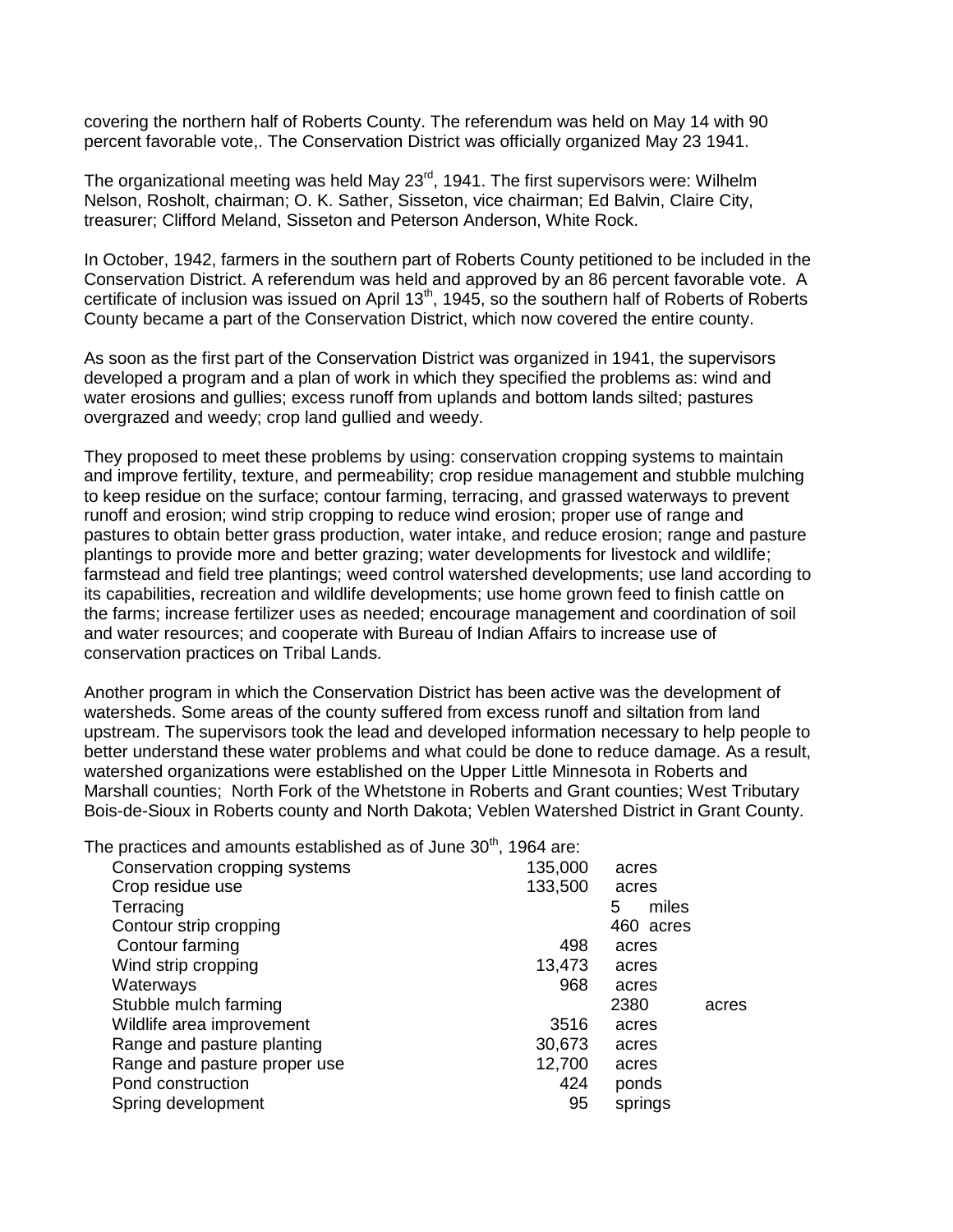covering the northern half of Roberts County. The referendum was held on May 14 with 90 percent favorable vote,. The Conservation District was officially organized May 23 1941.

The organizational meeting was held May 23rd, 1941. The first supervisors were: Wilhelm Nelson, Rosholt, chairman; O. K. Sather, Sisseton, vice chairman; Ed Balvin, Claire City, treasurer; Clifford Meland, Sisseton and Peterson Anderson, White Rock.

In October, 1942, farmers in the southern part of Roberts County petitioned to be included in the Conservation District. A referendum was held and approved by an 86 percent favorable vote. A certificate of inclusion was issued on April 13th, 1945, so the southern half of Roberts of Roberts County became a part of the Conservation District, which now covered the entire county.

As soon as the first part of the Conservation District was organized in 1941, the supervisors developed a program and a plan of work in which they specified the problems as: wind and water erosions and gullies; excess runoff from uplands and bottom lands silted; pastures overgrazed and weedy; crop land gullied and weedy.

They proposed to meet these problems by using: conservation cropping systems to maintain and improve fertility, texture, and permeability; crop residue management and stubble mulching to keep residue on the surface; contour farming, terracing, and grassed waterways to prevent runoff and erosion; wind strip cropping to reduce wind erosion; proper use of range and pastures to obtain better grass production, water intake, and reduce erosion; range and pasture plantings to provide more and better grazing; water developments for livestock and wildlife; farmstead and field tree plantings; weed control watershed developments; use land according to its capabilities, recreation and wildlife developments; use home grown feed to finish cattle on the farms; increase fertilizer uses as needed; encourage management and coordination of soil and water resources; and cooperate with Bureau of Indian Affairs to increase use of conservation practices on Tribal Lands.

Another program in which the Conservation District has been active was the development of watersheds. Some areas of the county suffered from excess runoff and siltation from land upstream. The supervisors took the lead and developed information necessary to help people to better understand these water problems and what could be done to reduce damage. As a result, watershed organizations were established on the Upper Little Minnesota in Roberts and Marshall counties; North Fork of the Whetstone in Roberts and Grant counties; West Tributary Bois-de-Sioux in Roberts county and North Dakota; Veblen Watershed District in Grant County.

The practices and amounts established as of June 30th, 1964 are:

| Practice | Amount | Unit |
|---|---|---|
| Conservation cropping systems | 135,000 | acres |
| Crop residue use | 133,500 | acres |
| Terracing | 5 | miles |
| Contour strip cropping | 460 | acres |
| Contour farming | 498 | acres |
| Wind strip cropping | 13,473 | acres |
| Waterways | 968 | acres |
| Stubble mulch farming | 2380 | acres |
| Wildlife area improvement | 3516 | acres |
| Range and pasture planting | 30,673 | acres |
| Range and pasture proper use | 12,700 | acres |
| Pond construction | 424 | ponds |
| Spring development | 95 | springs |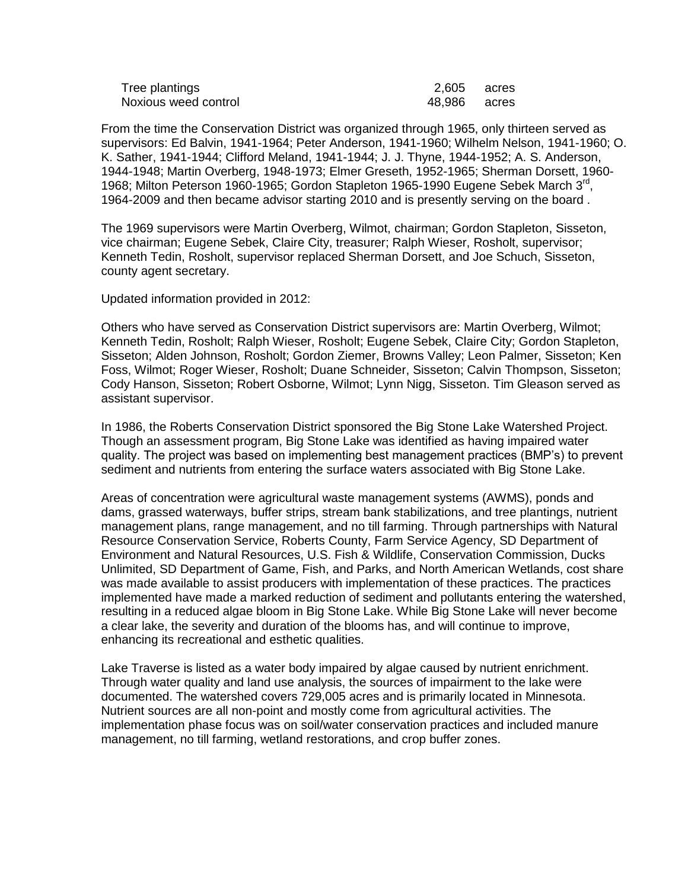| Tree plantings | 2,605 | acres |
|---|---|---|
| Noxious weed control | 48,986 | acres |

From the time the Conservation District was organized through 1965, only thirteen served as supervisors: Ed Balvin, 1941-1964; Peter Anderson, 1941-1960; Wilhelm Nelson, 1941-1960; O. K. Sather, 1941-1944; Clifford Meland, 1941-1944; J. J. Thyne, 1944-1952; A. S. Anderson, 1944-1948; Martin Overberg, 1948-1973; Elmer Greseth, 1952-1965; Sherman Dorsett, 1960-1968; Milton Peterson 1960-1965; Gordon Stapleton 1965-1990 Eugene Sebek March 3rd, 1964-2009 and then became advisor starting 2010 and is presently serving on the board .

The 1969 supervisors were Martin Overberg, Wilmot, chairman; Gordon Stapleton, Sisseton, vice chairman; Eugene Sebek, Claire City, treasurer; Ralph Wieser, Rosholt, supervisor; Kenneth Tedin, Rosholt, supervisor replaced Sherman Dorsett, and Joe Schuch, Sisseton, county agent secretary.

Updated information provided in 2012:

Others who have served as Conservation District supervisors are: Martin Overberg, Wilmot; Kenneth Tedin, Rosholt; Ralph Wieser, Rosholt; Eugene Sebek, Claire City; Gordon Stapleton, Sisseton; Alden Johnson, Rosholt; Gordon Ziemer, Browns Valley; Leon Palmer, Sisseton; Ken Foss, Wilmot; Roger Wieser, Rosholt; Duane Schneider, Sisseton; Calvin Thompson, Sisseton; Cody Hanson, Sisseton; Robert Osborne, Wilmot; Lynn Nigg, Sisseton. Tim Gleason served as assistant supervisor.

In 1986, the Roberts Conservation District sponsored the Big Stone Lake Watershed Project. Though an assessment program, Big Stone Lake was identified as having impaired water quality. The project was based on implementing best management practices (BMP's) to prevent sediment and nutrients from entering the surface waters associated with Big Stone Lake.

Areas of concentration were agricultural waste management systems (AWMS), ponds and dams, grassed waterways, buffer strips, stream bank stabilizations, and tree plantings, nutrient management plans, range management, and no till farming. Through partnerships with Natural Resource Conservation Service, Roberts County, Farm Service Agency, SD Department of Environment and Natural Resources, U.S. Fish & Wildlife, Conservation Commission, Ducks Unlimited, SD Department of Game, Fish, and Parks, and North American Wetlands, cost share was made available to assist producers with implementation of these practices. The practices implemented have made a marked reduction of sediment and pollutants entering the watershed, resulting in a reduced algae bloom in Big Stone Lake. While Big Stone Lake will never become a clear lake, the severity and duration of the blooms has, and will continue to improve, enhancing its recreational and esthetic qualities.

Lake Traverse is listed as a water body impaired by algae caused by nutrient enrichment. Through water quality and land use analysis, the sources of impairment to the lake were documented. The watershed covers 729,005 acres and is primarily located in Minnesota. Nutrient sources are all non-point and mostly come from agricultural activities. The implementation phase focus was on soil/water conservation practices and included manure management, no till farming, wetland restorations, and crop buffer zones.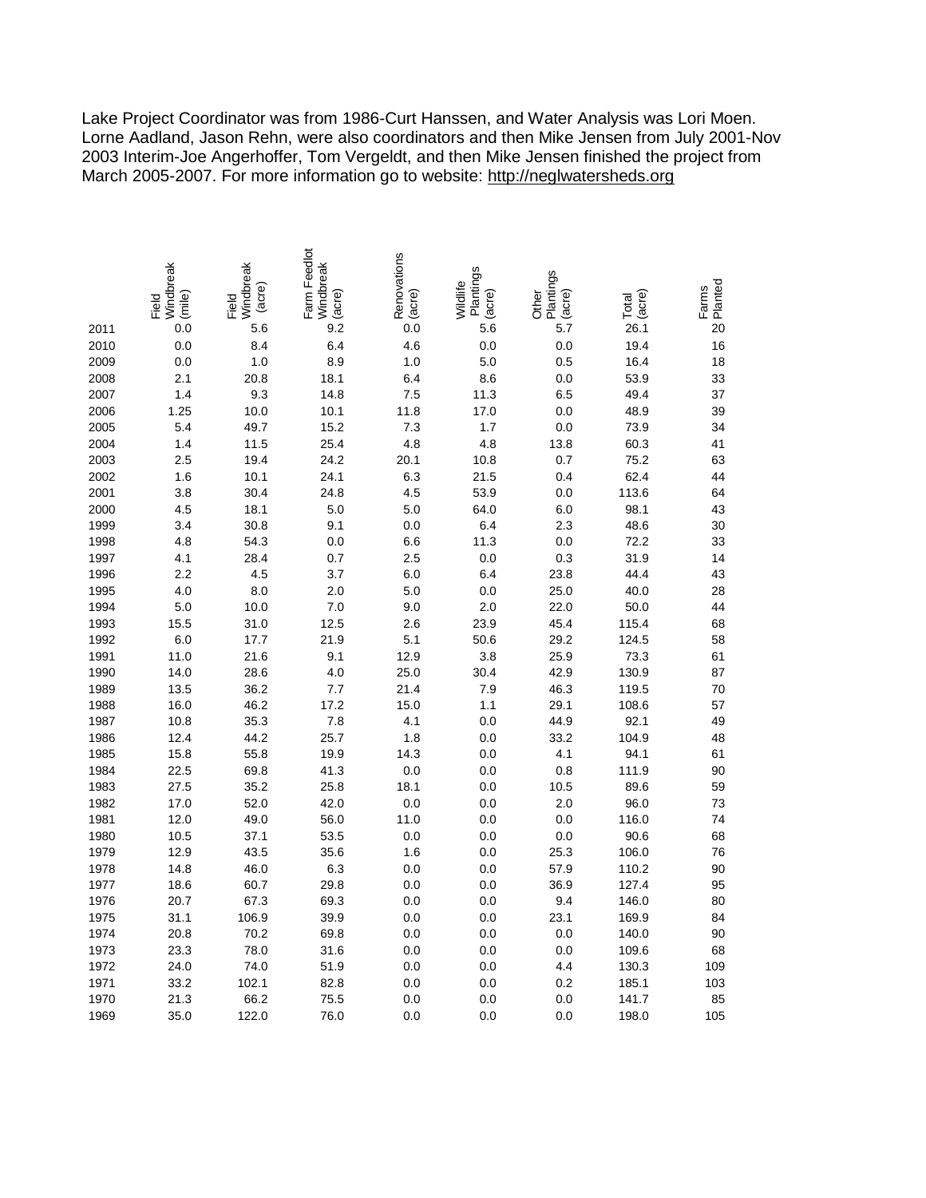Lake Project Coordinator was from 1986-Curt Hanssen, and Water Analysis was Lori Moen. Lorne Aadland, Jason Rehn, were also coordinators and then Mike Jensen from July 2001-Nov 2003 Interim-Joe Angerhoffer, Tom Vergeldt, and then Mike Jensen finished the project from March 2005-2007. For more information go to website: http://neglwatersheds.org

| | Field Windbreak (mile) | Field Windbreak (acre) | Farm Feedlot Windbreak (acre) | Renovations (acre) | Wildlife Plantings (acre) | Other Plantings (acre) | Total (acre) | Farms Planted |
|---|---|---|---|---|---|---|---|---|
| 2011 | 0.0 | 5.6 | 9.2 | 0.0 | 5.6 | 5.7 | 26.1 | 20 |
| 2010 | 0.0 | 8.4 | 6.4 | 4.6 | 0.0 | 0.0 | 19.4 | 16 |
| 2009 | 0.0 | 1.0 | 8.9 | 1.0 | 5.0 | 0.5 | 16.4 | 18 |
| 2008 | 2.1 | 20.8 | 18.1 | 6.4 | 8.6 | 0.0 | 53.9 | 33 |
| 2007 | 1.4 | 9.3 | 14.8 | 7.5 | 11.3 | 6.5 | 49.4 | 37 |
| 2006 | 1.25 | 10.0 | 10.1 | 11.8 | 17.0 | 0.0 | 48.9 | 39 |
| 2005 | 5.4 | 49.7 | 15.2 | 7.3 | 1.7 | 0.0 | 73.9 | 34 |
| 2004 | 1.4 | 11.5 | 25.4 | 4.8 | 4.8 | 13.8 | 60.3 | 41 |
| 2003 | 2.5 | 19.4 | 24.2 | 20.1 | 10.8 | 0.7 | 75.2 | 63 |
| 2002 | 1.6 | 10.1 | 24.1 | 6.3 | 21.5 | 0.4 | 62.4 | 44 |
| 2001 | 3.8 | 30.4 | 24.8 | 4.5 | 53.9 | 0.0 | 113.6 | 64 |
| 2000 | 4.5 | 18.1 | 5.0 | 5.0 | 64.0 | 6.0 | 98.1 | 43 |
| 1999 | 3.4 | 30.8 | 9.1 | 0.0 | 6.4 | 2.3 | 48.6 | 30 |
| 1998 | 4.8 | 54.3 | 0.0 | 6.6 | 11.3 | 0.0 | 72.2 | 33 |
| 1997 | 4.1 | 28.4 | 0.7 | 2.5 | 0.0 | 0.3 | 31.9 | 14 |
| 1996 | 2.2 | 4.5 | 3.7 | 6.0 | 6.4 | 23.8 | 44.4 | 43 |
| 1995 | 4.0 | 8.0 | 2.0 | 5.0 | 0.0 | 25.0 | 40.0 | 28 |
| 1994 | 5.0 | 10.0 | 7.0 | 9.0 | 2.0 | 22.0 | 50.0 | 44 |
| 1993 | 15.5 | 31.0 | 12.5 | 2.6 | 23.9 | 45.4 | 115.4 | 68 |
| 1992 | 6.0 | 17.7 | 21.9 | 5.1 | 50.6 | 29.2 | 124.5 | 58 |
| 1991 | 11.0 | 21.6 | 9.1 | 12.9 | 3.8 | 25.9 | 73.3 | 61 |
| 1990 | 14.0 | 28.6 | 4.0 | 25.0 | 30.4 | 42.9 | 130.9 | 87 |
| 1989 | 13.5 | 36.2 | 7.7 | 21.4 | 7.9 | 46.3 | 119.5 | 70 |
| 1988 | 16.0 | 46.2 | 17.2 | 15.0 | 1.1 | 29.1 | 108.6 | 57 |
| 1987 | 10.8 | 35.3 | 7.8 | 4.1 | 0.0 | 44.9 | 92.1 | 49 |
| 1986 | 12.4 | 44.2 | 25.7 | 1.8 | 0.0 | 33.2 | 104.9 | 48 |
| 1985 | 15.8 | 55.8 | 19.9 | 14.3 | 0.0 | 4.1 | 94.1 | 61 |
| 1984 | 22.5 | 69.8 | 41.3 | 0.0 | 0.0 | 0.8 | 111.9 | 90 |
| 1983 | 27.5 | 35.2 | 25.8 | 18.1 | 0.0 | 10.5 | 89.6 | 59 |
| 1982 | 17.0 | 52.0 | 42.0 | 0.0 | 0.0 | 2.0 | 96.0 | 73 |
| 1981 | 12.0 | 49.0 | 56.0 | 11.0 | 0.0 | 0.0 | 116.0 | 74 |
| 1980 | 10.5 | 37.1 | 53.5 | 0.0 | 0.0 | 0.0 | 90.6 | 68 |
| 1979 | 12.9 | 43.5 | 35.6 | 1.6 | 0.0 | 25.3 | 106.0 | 76 |
| 1978 | 14.8 | 46.0 | 6.3 | 0.0 | 0.0 | 57.9 | 110.2 | 90 |
| 1977 | 18.6 | 60.7 | 29.8 | 0.0 | 0.0 | 36.9 | 127.4 | 95 |
| 1976 | 20.7 | 67.3 | 69.3 | 0.0 | 0.0 | 9.4 | 146.0 | 80 |
| 1975 | 31.1 | 106.9 | 39.9 | 0.0 | 0.0 | 23.1 | 169.9 | 84 |
| 1974 | 20.8 | 70.2 | 69.8 | 0.0 | 0.0 | 0.0 | 140.0 | 90 |
| 1973 | 23.3 | 78.0 | 31.6 | 0.0 | 0.0 | 0.0 | 109.6 | 68 |
| 1972 | 24.0 | 74.0 | 51.9 | 0.0 | 0.0 | 4.4 | 130.3 | 109 |
| 1971 | 33.2 | 102.1 | 82.8 | 0.0 | 0.0 | 0.2 | 185.1 | 103 |
| 1970 | 21.3 | 66.2 | 75.5 | 0.0 | 0.0 | 0.0 | 141.7 | 85 |
| 1969 | 35.0 | 122.0 | 76.0 | 0.0 | 0.0 | 0.0 | 198.0 | 105 |